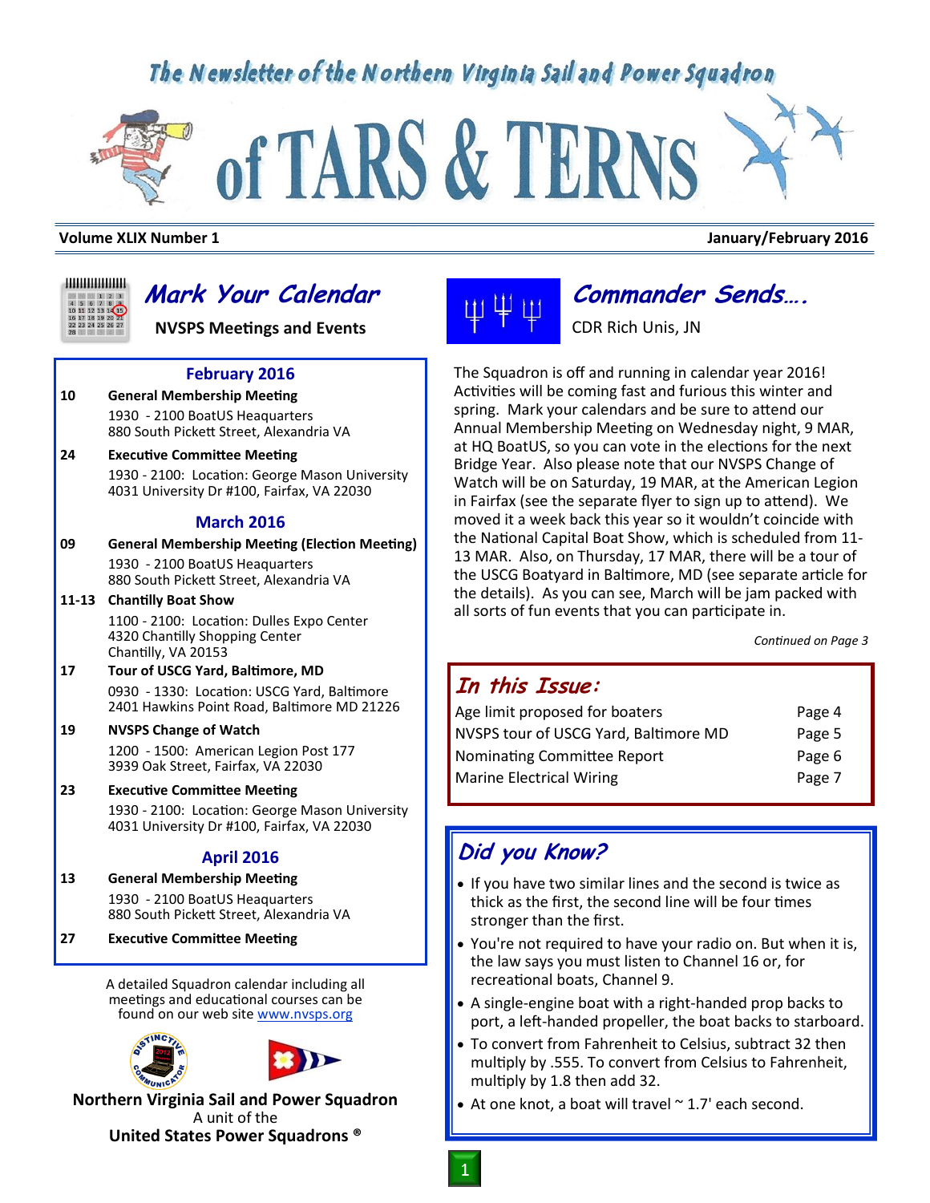# The Newsletter of the Northern Virginia Sail and Power Squadron

# of TARS & TERNS

**Volume XLIX Number 1** **January/February 2016**

## Mark Your Calendar

**NVSPS Meetings and Events**

### February 2016

**10** **General Membership Meeting**
1930 - 2100 BoatUS Heaquarters
880 South Pickett Street, Alexandria VA

**24** **Executive Committee Meeting**
1930 - 2100: Location: George Mason University
4031 University Dr #100, Fairfax, VA 22030

### March 2016

**09** **General Membership Meeting (Election Meeting)**
1930 - 2100 BoatUS Headquarters
880 South Pickett Street, Alexandria VA

**11-13** **Chantilly Boat Show**
1100 - 2100: Location: Dulles Expo Center
4320 Chantilly Shopping Center
Chantilly, VA 20153

**17** **Tour of USCG Yard, Baltimore, MD**
0930 - 1330: Location: USCG Yard, Baltimore
2401 Hawkins Point Road, Baltimore MD 21226

**19** **NVSPS Change of Watch**
1200 - 1500: American Legion Post 177
3939 Oak Street, Fairfax, VA 22030

**23** **Executive Committee Meeting**
1930 - 2100: Location: George Mason University
4031 University Dr #100, Fairfax, VA 22030

### April 2016

**13** **General Membership Meeting**
1930 - 2100 BoatUS Headquarters
880 South Pickett Street, Alexandria VA

**27** **Executive Committee Meeting**

A detailed Squadron calendar including all meetings and educational courses can be found on our web site www.nvsps.org

**Northern Virginia Sail and Power Squadron**
A unit of the
**United States Power Squadrons ®**

## Commander Sends….

CDR Rich Unis, JN

The Squadron is off and running in calendar year 2016! Activities will be coming fast and furious this winter and spring. Mark your calendars and be sure to attend our Annual Membership Meeting on Wednesday night, 9 MAR, at HQ BoatUS, so you can vote in the elections for the next Bridge Year. Also please note that our NVSPS Change of Watch will be on Saturday, 19 MAR, at the American Legion in Fairfax (see the separate flyer to sign up to attend). We moved it a week back this year so it wouldn't coincide with the National Capital Boat Show, which is scheduled from 11-13 MAR. Also, on Thursday, 17 MAR, there will be a tour of the USCG Boatyard in Baltimore, MD (see separate article for the details). As you can see, March will be jam packed with all sorts of fun events that you can participate in.

*Continued on Page 3*

## In this Issue:

| | |
|---|---|
| Age limit proposed for boaters | Page 4 |
| NVSPS tour of USCG Yard, Baltimore MD | Page 5 |
| Nominating Committee Report | Page 6 |
| Marine Electrical Wiring | Page 7 |

## Did you Know?

- If you have two similar lines and the second is twice as thick as the first, the second line will be four times stronger than the first.
- You're not required to have your radio on. But when it is, the law says you must listen to Channel 16 or, for recreational boats, Channel 9.
- A single-engine boat with a right-handed prop backs to port, a left-handed propeller, the boat backs to starboard.
- To convert from Fahrenheit to Celsius, subtract 32 then multiply by .555. To convert from Celsius to Fahrenheit, multiply by 1.8 then add 32.
- At one knot, a boat will travel ~ 1.7' each second.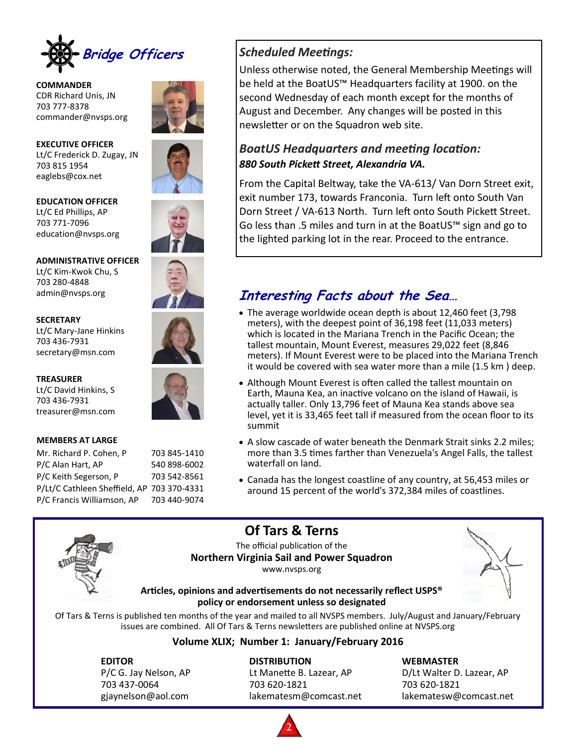## Bridge Officers

**COMMANDER**
CDR Richard Unis, JN
703 777-8378
commander@nvsps.org

**EXECUTIVE OFFICER**
Lt/C Frederick D. Zugay, JN
703 815 1954
eaglebs@cox.net

**EDUCATION OFFICER**
Lt/C Ed Phillips, AP
703 771-7096
education@nvsps.org

**ADMINISTRATIVE OFFICER**
Lt/C Kim-Kwok Chu, S
703 280-4848
admin@nvsps.org

**SECRETARY**
Lt/C Mary-Jane Hinkins
703 436-7931
secretary@msn.com

**TREASURER**
Lt/C David Hinkins, S
703 436-7931
treasurer@msn.com

**MEMBERS AT LARGE**

| | |
|---|---|
| Mr. Richard P. Cohen, P | 703 845-1410 |
| P/C Alan Hart, AP | 540 898-6002 |
| P/C Keith Segerson, P | 703 542-8561 |
| P/Lt/C Cathleen Sheffield, AP | 703 370-4331 |
| P/C Francis Williamson, AP | 703 440-9074 |

### *Scheduled Meetings:*

Unless otherwise noted, the General Membership Meetings will be held at the BoatUS™ Headquarters facility at 1900. on the second Wednesday of each month except for the months of August and December. Any changes will be posted in this newsletter or on the Squadron web site.

### *BoatUS Headquarters and meeting location:*

***880 South Pickett Street, Alexandria VA.***

From the Capital Beltway, take the VA-613/ Van Dorn Street exit, exit number 173, towards Franconia. Turn left onto South Van Dorn Street / VA-613 North. Turn left onto South Pickett Street. Go less than .5 miles and turn in at the BoatUS™ sign and go to the lighted parking lot in the rear. Proceed to the entrance.

## *Interesting Facts about the Sea…*

- The average worldwide ocean depth is about 12,460 feet (3,798 meters), with the deepest point of 36,198 feet (11,033 meters) which is located in the Mariana Trench in the Pacific Ocean; the tallest mountain, Mount Everest, measures 29,022 feet (8,846 meters). If Mount Everest were to be placed into the Mariana Trench it would be covered with sea water more than a mile (1.5 km ) deep.
- Although Mount Everest is often called the tallest mountain on Earth, Mauna Kea, an inactive volcano on the island of Hawaii, is actually taller. Only 13,796 feet of Mauna Kea stands above sea level, yet it is 33,465 feet tall if measured from the ocean floor to its summit
- A slow cascade of water beneath the Denmark Strait sinks 2.2 miles; more than 3.5 times farther than Venezuela's Angel Falls, the tallest waterfall on land.
- Canada has the longest coastline of any country, at 56,453 miles or around 15 percent of the world's 372,384 miles of coastlines.

## Of Tars & Terns

The official publication of the
**Northern Virginia Sail and Power Squadron**
www.nvsps.org

**Articles, opinions and advertisements do not necessarily reflect USPS® policy or endorsement unless so designated**

Of Tars & Terns is published ten months of the year and mailed to all NVSPS members. July/August and January/February issues are combined. All Of Tars & Terns newsletters are published online at NVSPS.org

**Volume XLIX; Number 1: January/February 2016**

**EDITOR**
P/C G. Jay Nelson, AP
703 437-0064
gjaynelson@aol.com

**DISTRIBUTION**
Lt Manette B. Lazear, AP
703 620-1821
lakematesm@comcast.net

**WEBMASTER**
D/Lt Walter D. Lazear, AP
703 620-1821
lakematesw@comcast.net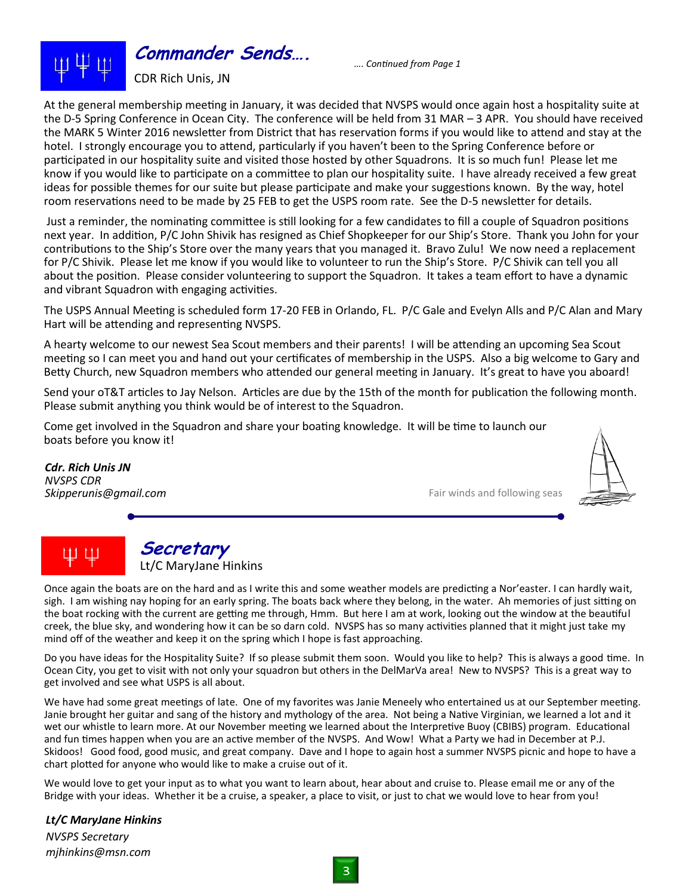## Commander Sends….

CDR Rich Unis, JN

*…. Continued from Page 1*

At the general membership meeting in January, it was decided that NVSPS would once again host a hospitality suite at the D-5 Spring Conference in Ocean City. The conference will be held from 31 MAR – 3 APR. You should have received the MARK 5 Winter 2016 newsletter from District that has reservation forms if you would like to attend and stay at the hotel. I strongly encourage you to attend, particularly if you haven't been to the Spring Conference before or participated in our hospitality suite and visited those hosted by other Squadrons. It is so much fun! Please let me know if you would like to participate on a committee to plan our hospitality suite. I have already received a few great ideas for possible themes for our suite but please participate and make your suggestions known. By the way, hotel room reservations need to be made by 25 FEB to get the USPS room rate. See the D-5 newsletter for details.

Just a reminder, the nominating committee is still looking for a few candidates to fill a couple of Squadron positions next year. In addition, P/C John Shivik has resigned as Chief Shopkeeper for our Ship's Store. Thank you John for your contributions to the Ship's Store over the many years that you managed it. Bravo Zulu! We now need a replacement for P/C Shivik. Please let me know if you would like to volunteer to run the Ship's Store. P/C Shivik can tell you all about the position. Please consider volunteering to support the Squadron. It takes a team effort to have a dynamic and vibrant Squadron with engaging activities.

The USPS Annual Meeting is scheduled form 17-20 FEB in Orlando, FL. P/C Gale and Evelyn Alls and P/C Alan and Mary Hart will be attending and representing NVSPS.

A hearty welcome to our newest Sea Scout members and their parents! I will be attending an upcoming Sea Scout meeting so I can meet you and hand out your certificates of membership in the USPS. Also a big welcome to Gary and Betty Church, new Squadron members who attended our general meeting in January. It's great to have you aboard!

Send your oT&T articles to Jay Nelson. Articles are due by the 15th of the month for publication the following month. Please submit anything you think would be of interest to the Squadron.

Come get involved in the Squadron and share your boating knowledge. It will be time to launch our boats before you know it!

***Cdr. Rich Unis JN***
*NVSPS CDR*
*Skipperunis@gmail.com*

Fair winds and following seas

## Secretary

Lt/C MaryJane Hinkins

Once again the boats are on the hard and as I write this and some weather models are predicting a Nor'easter. I can hardly wait, sigh. I am wishing nay hoping for an early spring. The boats back where they belong, in the water. Ah memories of just sitting on the boat rocking with the current are getting me through, Hmm. But here I am at work, looking out the window at the beautiful creek, the blue sky, and wondering how it can be so darn cold. NVSPS has so many activities planned that it might just take my mind off of the weather and keep it on the spring which I hope is fast approaching.

Do you have ideas for the Hospitality Suite? If so please submit them soon. Would you like to help? This is always a good time. In Ocean City, you get to visit with not only your squadron but others in the DelMarVa area! New to NVSPS? This is a great way to get involved and see what USPS is all about.

We have had some great meetings of late. One of my favorites was Janie Meneely who entertained us at our September meeting. Janie brought her guitar and sang of the history and mythology of the area. Not being a Native Virginian, we learned a lot and it wet our whistle to learn more. At our November meeting we learned about the Interpretive Buoy (CBIBS) program. Educational and fun times happen when you are an active member of the NVSPS. And Wow! What a Party we had in December at P.J. Skidoos! Good food, good music, and great company. Dave and I hope to again host a summer NVSPS picnic and hope to have a chart plotted for anyone who would like to make a cruise out of it.

We would love to get your input as to what you want to learn about, hear about and cruise to. Please email me or any of the Bridge with your ideas. Whether it be a cruise, a speaker, a place to visit, or just to chat we would love to hear from you!

***Lt/C MaryJane Hinkins***
*NVSPS Secretary*
*mjhinkins@msn.com*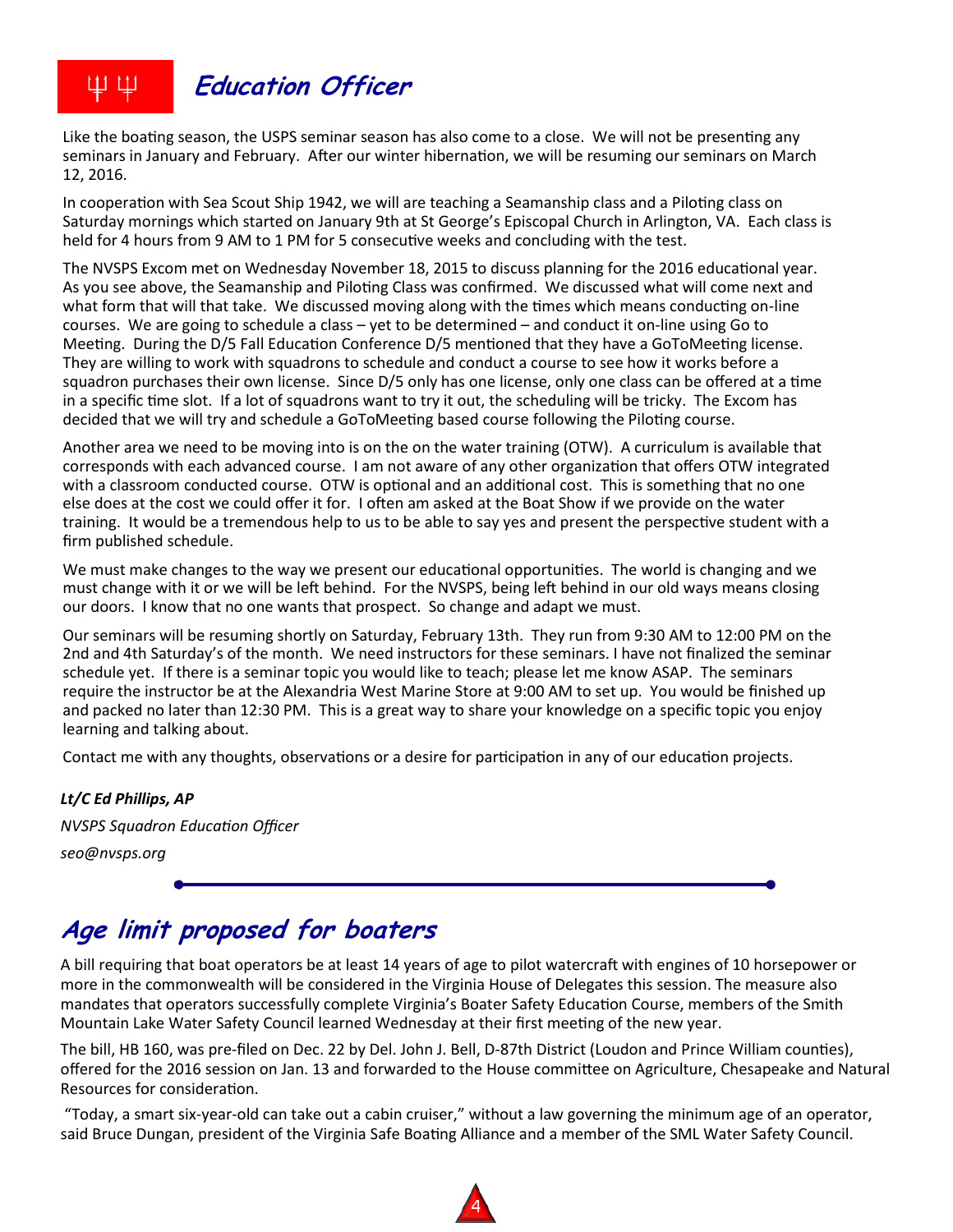## Education Officer

Like the boating season, the USPS seminar season has also come to a close. We will not be presenting any seminars in January and February. After our winter hibernation, we will be resuming our seminars on March 12, 2016.

In cooperation with Sea Scout Ship 1942, we will are teaching a Seamanship class and a Piloting class on Saturday mornings which started on January 9th at St George's Episcopal Church in Arlington, VA. Each class is held for 4 hours from 9 AM to 1 PM for 5 consecutive weeks and concluding with the test.

The NVSPS Excom met on Wednesday November 18, 2015 to discuss planning for the 2016 educational year. As you see above, the Seamanship and Piloting Class was confirmed. We discussed what will come next and what form that will that take. We discussed moving along with the times which means conducting on-line courses. We are going to schedule a class – yet to be determined – and conduct it on-line using Go to Meeting. During the D/5 Fall Education Conference D/5 mentioned that they have a GoToMeeting license. They are willing to work with squadrons to schedule and conduct a course to see how it works before a squadron purchases their own license. Since D/5 only has one license, only one class can be offered at a time in a specific time slot. If a lot of squadrons want to try it out, the scheduling will be tricky. The Excom has decided that we will try and schedule a GoToMeeting based course following the Piloting course.

Another area we need to be moving into is on the on the water training (OTW). A curriculum is available that corresponds with each advanced course. I am not aware of any other organization that offers OTW integrated with a classroom conducted course. OTW is optional and an additional cost. This is something that no one else does at the cost we could offer it for. I often am asked at the Boat Show if we provide on the water training. It would be a tremendous help to us to be able to say yes and present the perspective student with a firm published schedule.

We must make changes to the way we present our educational opportunities. The world is changing and we must change with it or we will be left behind. For the NVSPS, being left behind in our old ways means closing our doors. I know that no one wants that prospect. So change and adapt we must.

Our seminars will be resuming shortly on Saturday, February 13th. They run from 9:30 AM to 12:00 PM on the 2nd and 4th Saturday's of the month. We need instructors for these seminars. I have not finalized the seminar schedule yet. If there is a seminar topic you would like to teach; please let me know ASAP. The seminars require the instructor be at the Alexandria West Marine Store at 9:00 AM to set up. You would be finished up and packed no later than 12:30 PM. This is a great way to share your knowledge on a specific topic you enjoy learning and talking about.

Contact me with any thoughts, observations or a desire for participation in any of our education projects.

***Lt/C Ed Phillips, AP***

*NVSPS Squadron Education Officer*

*seo@nvsps.org*

## Age limit proposed for boaters

A bill requiring that boat operators be at least 14 years of age to pilot watercraft with engines of 10 horsepower or more in the commonwealth will be considered in the Virginia House of Delegates this session. The measure also mandates that operators successfully complete Virginia's Boater Safety Education Course, members of the Smith Mountain Lake Water Safety Council learned Wednesday at their first meeting of the new year.

The bill, HB 160, was pre-filed on Dec. 22 by Del. John J. Bell, D-87th District (Loudon and Prince William counties), offered for the 2016 session on Jan. 13 and forwarded to the House committee on Agriculture, Chesapeake and Natural Resources for consideration.

"Today, a smart six-year-old can take out a cabin cruiser," without a law governing the minimum age of an operator, said Bruce Dungan, president of the Virginia Safe Boating Alliance and a member of the SML Water Safety Council.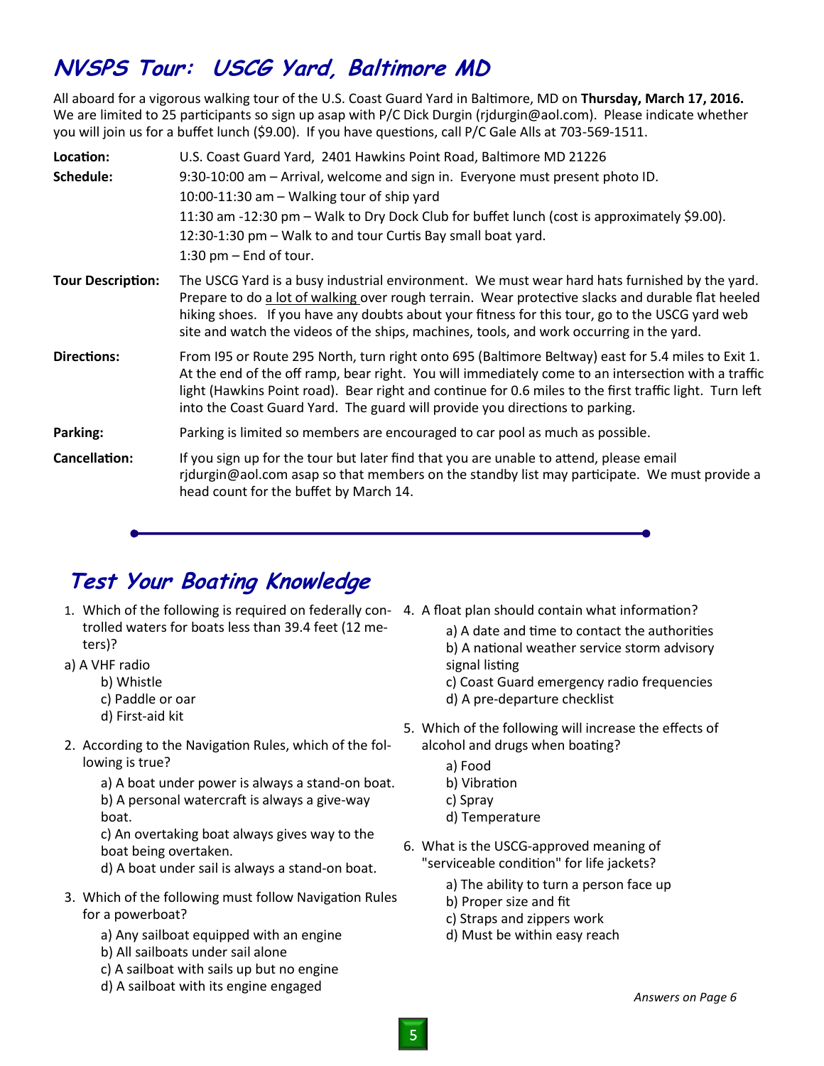# NVSPS Tour: USCG Yard, Baltimore MD

All aboard for a vigorous walking tour of the U.S. Coast Guard Yard in Baltimore, MD on **Thursday, March 17, 2016.** We are limited to 25 participants so sign up asap with P/C Dick Durgin (rjdurgin@aol.com). Please indicate whether you will join us for a buffet lunch ($9.00). If you have questions, call P/C Gale Alls at 703-569-1511.

**Location:** U.S. Coast Guard Yard, 2401 Hawkins Point Road, Baltimore MD 21226

**Schedule:**
9:30-10:00 am – Arrival, welcome and sign in. Everyone must present photo ID.
10:00-11:30 am – Walking tour of ship yard
11:30 am -12:30 pm – Walk to Dry Dock Club for buffet lunch (cost is approximately $9.00).
12:30-1:30 pm – Walk to and tour Curtis Bay small boat yard.
1:30 pm – End of tour.

**Tour Description:** The USCG Yard is a busy industrial environment. We must wear hard hats furnished by the yard. Prepare to do a lot of walking over rough terrain. Wear protective slacks and durable flat heeled hiking shoes. If you have any doubts about your fitness for this tour, go to the USCG yard web site and watch the videos of the ships, machines, tools, and work occurring in the yard.

**Directions:** From I95 or Route 295 North, turn right onto 695 (Baltimore Beltway) east for 5.4 miles to Exit 1. At the end of the off ramp, bear right. You will immediately come to an intersection with a traffic light (Hawkins Point road). Bear right and continue for 0.6 miles to the first traffic light. Turn left into the Coast Guard Yard. The guard will provide you directions to parking.

**Parking:** Parking is limited so members are encouraged to car pool as much as possible.

**Cancellation:** If you sign up for the tour but later find that you are unable to attend, please email rjdurgin@aol.com asap so that members on the standby list may participate. We must provide a head count for the buffet by March 14.

# Test Your Boating Knowledge

1. Which of the following is required on federally controlled waters for boats less than 39.4 feet (12 meters)?
   a) A VHF radio
   b) Whistle
   c) Paddle or oar
   d) First-aid kit

2. According to the Navigation Rules, which of the following is true?
   a) A boat under power is always a stand-on boat.
   b) A personal watercraft is always a give-way boat.
   c) An overtaking boat always gives way to the boat being overtaken.
   d) A boat under sail is always a stand-on boat.

3. Which of the following must follow Navigation Rules for a powerboat?
   a) Any sailboat equipped with an engine
   b) All sailboats under sail alone
   c) A sailboat with sails up but no engine
   d) A sailboat with its engine engaged

4. A float plan should contain what information?
   a) A date and time to contact the authorities
   b) A national weather service storm advisory signal listing
   c) Coast Guard emergency radio frequencies
   d) A pre-departure checklist

5. Which of the following will increase the effects of alcohol and drugs when boating?
   a) Food
   b) Vibration
   c) Spray
   d) Temperature

6. What is the USCG-approved meaning of "serviceable condition" for life jackets?
   a) The ability to turn a person face up
   b) Proper size and fit
   c) Straps and zippers work
   d) Must be within easy reach

*Answers on Page 6*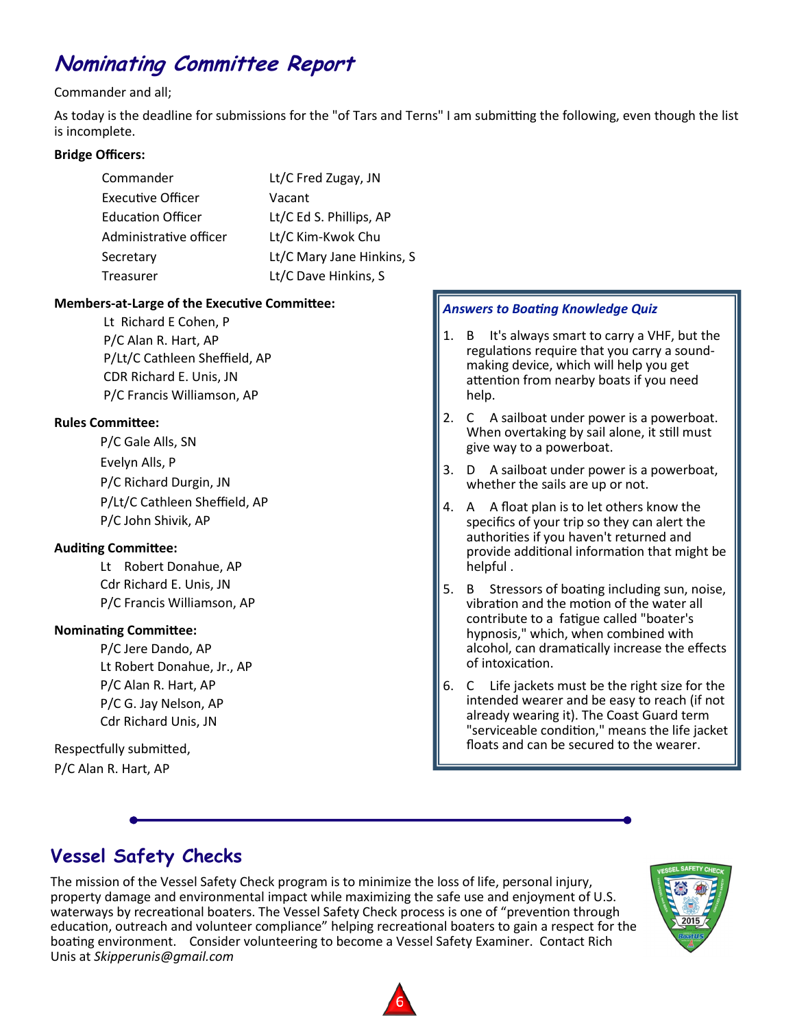# Nominating Committee Report

Commander and all;

As today is the deadline for submissions for the "of Tars and Terns" I am submitting the following, even though the list is incomplete.

**Bridge Officers:**

| | |
|---|---|
| Commander | Lt/C Fred Zugay, JN |
| Executive Officer | Vacant |
| Education Officer | Lt/C Ed S. Phillips, AP |
| Administrative officer | Lt/C Kim-Kwok Chu |
| Secretary | Lt/C Mary Jane Hinkins, S |
| Treasurer | Lt/C Dave Hinkins, S |

**Members-at-Large of the Executive Committee:**

Lt Richard E Cohen, P
P/C Alan R. Hart, AP
P/Lt/C Cathleen Sheffield, AP
CDR Richard E. Unis, JN
P/C Francis Williamson, AP

**Rules Committee:**

P/C Gale Alls, SN
Evelyn Alls, P
P/C Richard Durgin, JN
P/Lt/C Cathleen Sheffield, AP
P/C John Shivik, AP

**Auditing Committee:**

Lt Robert Donahue, AP
Cdr Richard E. Unis, JN
P/C Francis Williamson, AP

**Nominating Committee:**

P/C Jere Dando, AP
Lt Robert Donahue, Jr., AP
P/C Alan R. Hart, AP
P/C G. Jay Nelson, AP
Cdr Richard Unis, JN

Respectfully submitted,
P/C Alan R. Hart, AP

### *Answers to Boating Knowledge Quiz*

1. B It's always smart to carry a VHF, but the regulations require that you carry a sound-making device, which will help you get attention from nearby boats if you need help.
2. C A sailboat under power is a powerboat. When overtaking by sail alone, it still must give way to a powerboat.
3. D A sailboat under power is a powerboat, whether the sails are up or not.
4. A A float plan is to let others know the specifics of your trip so they can alert the authorities if you haven't returned and provide additional information that might be helpful .
5. B Stressors of boating including sun, noise, vibration and the motion of the water all contribute to a fatigue called "boater's hypnosis," which, when combined with alcohol, can dramatically increase the effects of intoxication.
6. C Life jackets must be the right size for the intended wearer and be easy to reach (if not already wearing it). The Coast Guard term "serviceable condition," means the life jacket floats and can be secured to the wearer.

# Vessel Safety Checks

The mission of the Vessel Safety Check program is to minimize the loss of life, personal injury, property damage and environmental impact while maximizing the safe use and enjoyment of U.S. waterways by recreational boaters. The Vessel Safety Check process is one of "prevention through education, outreach and volunteer compliance" helping recreational boaters to gain a respect for the boating environment. Consider volunteering to become a Vessel Safety Examiner. Contact Rich Unis at *Skipperunis@gmail.com*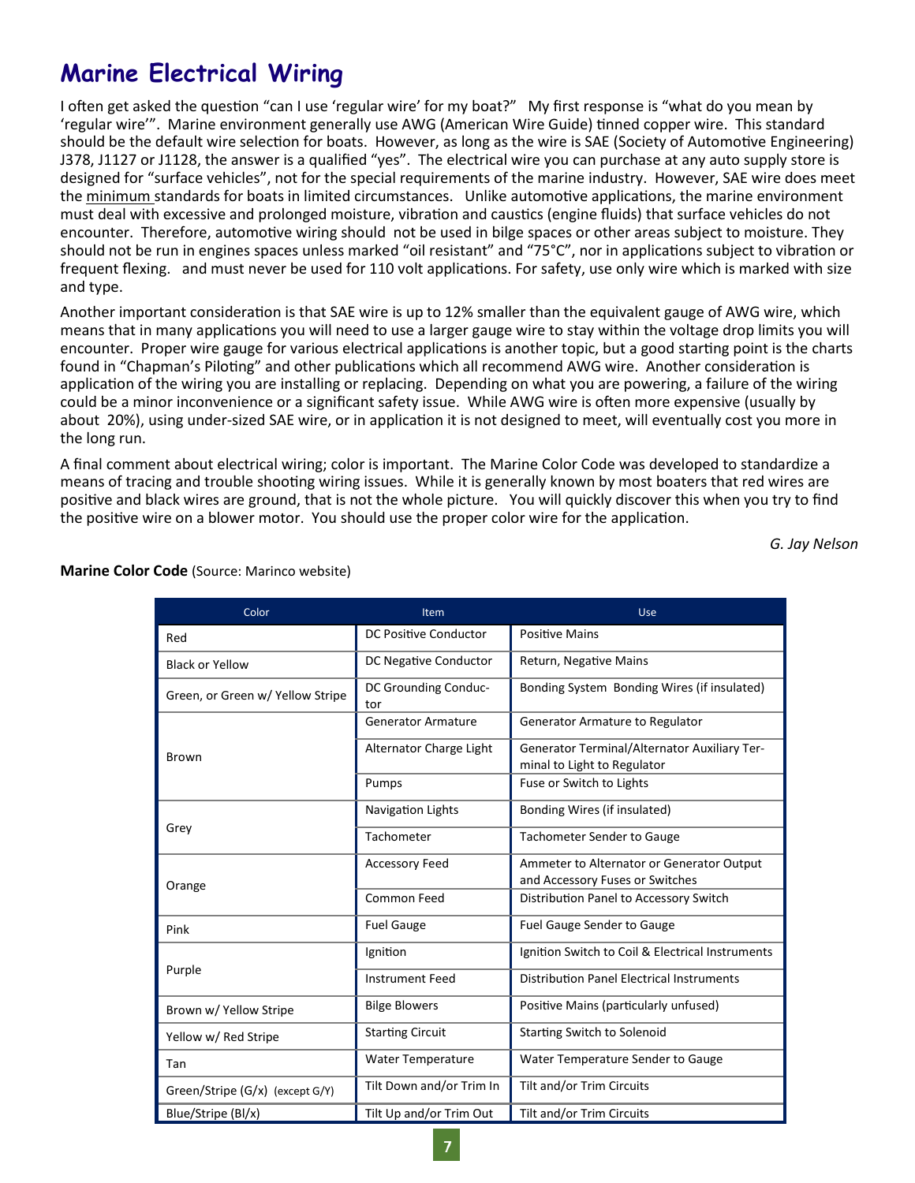# Marine Electrical Wiring

I often get asked the question "can I use 'regular wire' for my boat?" My first response is "what do you mean by 'regular wire'". Marine environment generally use AWG (American Wire Guide) tinned copper wire. This standard should be the default wire selection for boats. However, as long as the wire is SAE (Society of Automotive Engineering) J378, J1127 or J1128, the answer is a qualified "yes". The electrical wire you can purchase at any auto supply store is designed for "surface vehicles", not for the special requirements of the marine industry. However, SAE wire does meet the minimum standards for boats in limited circumstances. Unlike automotive applications, the marine environment must deal with excessive and prolonged moisture, vibration and caustics (engine fluids) that surface vehicles do not encounter. Therefore, automotive wiring should not be used in bilge spaces or other areas subject to moisture. They should not be run in engines spaces unless marked "oil resistant" and "75°C", nor in applications subject to vibration or frequent flexing. and must never be used for 110 volt applications. For safety, use only wire which is marked with size and type.

Another important consideration is that SAE wire is up to 12% smaller than the equivalent gauge of AWG wire, which means that in many applications you will need to use a larger gauge wire to stay within the voltage drop limits you will encounter. Proper wire gauge for various electrical applications is another topic, but a good starting point is the charts found in "Chapman's Piloting" and other publications which all recommend AWG wire. Another consideration is application of the wiring you are installing or replacing. Depending on what you are powering, a failure of the wiring could be a minor inconvenience or a significant safety issue. While AWG wire is often more expensive (usually by about 20%), using under-sized SAE wire, or in application it is not designed to meet, will eventually cost you more in the long run.

A final comment about electrical wiring; color is important. The Marine Color Code was developed to standardize a means of tracing and trouble shooting wiring issues. While it is generally known by most boaters that red wires are positive and black wires are ground, that is not the whole picture. You will quickly discover this when you try to find the positive wire on a blower motor. You should use the proper color wire for the application.

*G. Jay Nelson*

**Marine Color Code** (Source: Marinco website)

| Color | Item | Use |
|---|---|---|
| Red | DC Positive Conductor | Positive Mains |
| Black or Yellow | DC Negative Conductor | Return, Negative Mains |
| Green, or Green w/ Yellow Stripe | DC Grounding Conductor | Bonding System Bonding Wires (if insulated) |
| Brown | Generator Armature | Generator Armature to Regulator |
| | Alternator Charge Light | Generator Terminal/Alternator Auxiliary Terminal to Light to Regulator |
| | Pumps | Fuse or Switch to Lights |
| Grey | Navigation Lights | Bonding Wires (if insulated) |
| | Tachometer | Tachometer Sender to Gauge |
| Orange | Accessory Feed | Ammeter to Alternator or Generator Output and Accessory Fuses or Switches |
| | Common Feed | Distribution Panel to Accessory Switch |
| Pink | Fuel Gauge | Fuel Gauge Sender to Gauge |
| Purple | Ignition | Ignition Switch to Coil & Electrical Instruments |
| | Instrument Feed | Distribution Panel Electrical Instruments |
| Brown w/ Yellow Stripe | Bilge Blowers | Positive Mains (particularly unfused) |
| Yellow w/ Red Stripe | Starting Circuit | Starting Switch to Solenoid |
| Tan | Water Temperature | Water Temperature Sender to Gauge |
| Green/Stripe (G/x) (except G/Y) | Tilt Down and/or Trim In | Tilt and/or Trim Circuits |
| Blue/Stripe (Bl/x) | Tilt Up and/or Trim Out | Tilt and/or Trim Circuits |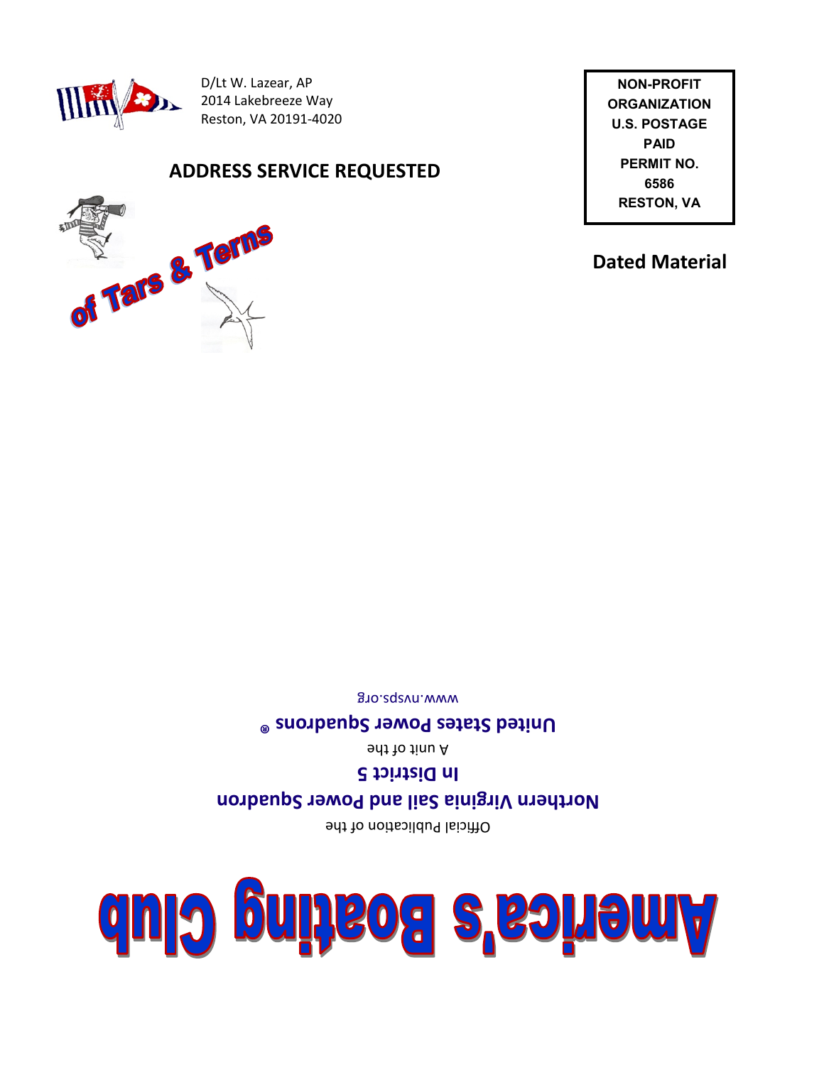D/Lt W. Lazear, AP
2014 Lakebreeze Way
Reston, VA 20191-4020

**ADDRESS SERVICE REQUESTED**

| |
|---|
| **NON-PROFIT ORGANIZATION** |
| **U.S. POSTAGE** |
| **PAID** |
| **PERMIT NO. 6586** |
| **RESTON, VA** |

**Dated Material**

**of Tars & Terns**

www.nvsps.org

**United States Power Squadrons ®**

A unit of the

**In District 5**

**Northern Virginia Sail and Power Squadron**

Official Publication of the

# America's Boating Club